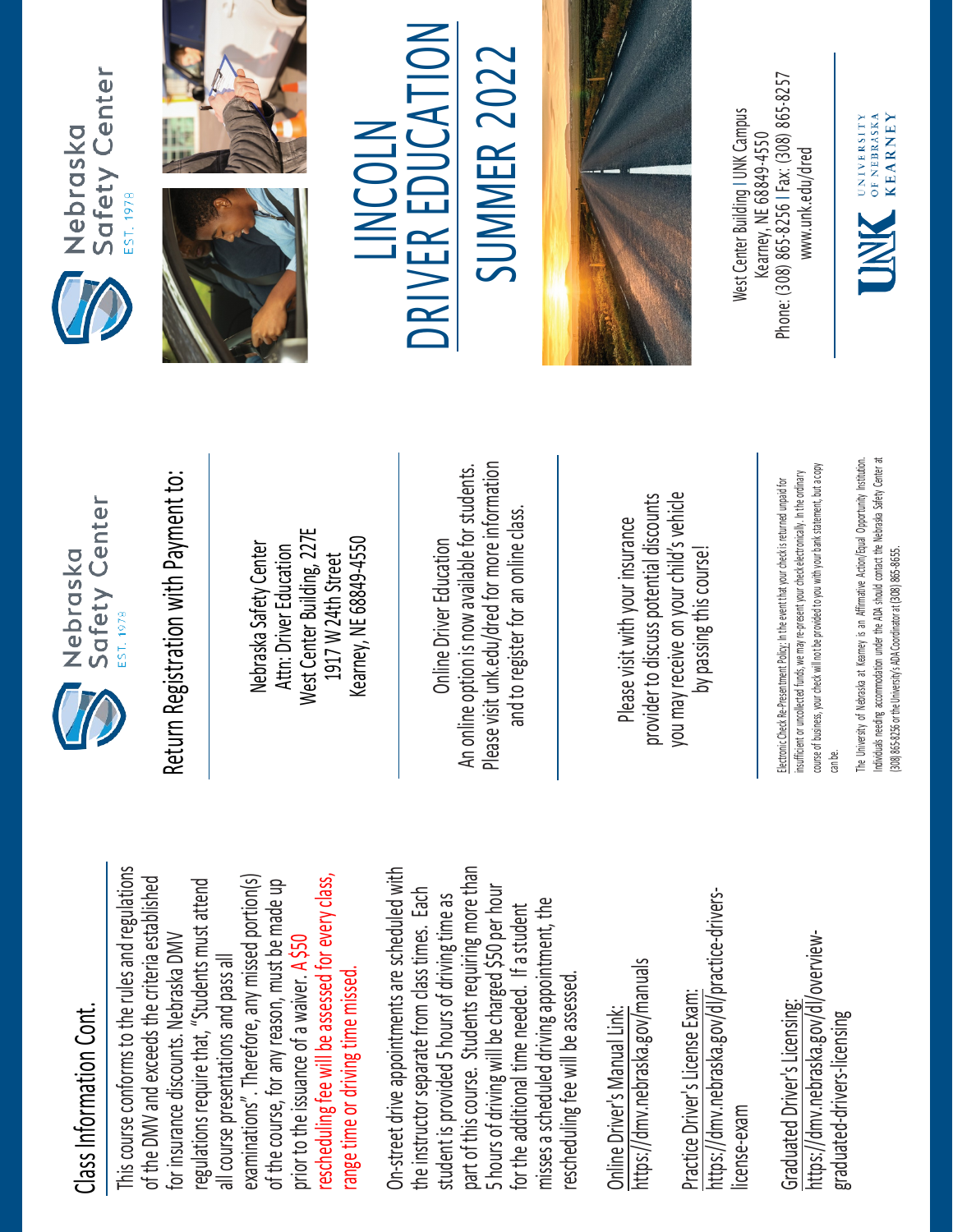## Class Information Cont.

This course conforms to the rules and regulations of the DMV and exceeds the criteria established for insurance discounts. Nebraska DMV regulations require that, "Students must attend all course presentations and pass all examinations". Therefore, any missed portion(s) of the course, for any reason, must be made up prior to the issuance of a waiver. A $50 rescheduling fee will be assessed for every class, range time or driving time missed.

On-street drive appointments are scheduled with the instructor separate from class times. Each student is provided 5 hours of driving time as part of this course. Students requiring more than 5 hours of driving will be charged $50 per hour for the additional time needed. If a student misses a scheduled driving appointment, the rescheduling fee will be assessed.

Online Driver's Manual Link:
https://dmv.nebraska.gov/manuals

Practice Driver's License Exam:
https://dmv.nebraska.gov/dl/practice-drivers-license-exam

Graduated Driver's Licensing:
https://dmv.nebraska.gov/dl/overview-graduated-drivers-licensing

Nebraska Safety Center
EST. 1978

## Return Registration with Payment to:

Nebraska Safety Center
Attn: Driver Education
West Center Building, 227E
1917 W 24th Street
Kearney, NE 68849-4550

Online Driver Education
An online option is now available for students. Please visit unk.edu/dred for more information and to register for an online class.

Please visit with your insurance provider to discuss potential discounts you may receive on your child's vehicle by passing this course!

Electronic Check Re-Presentment Policy: In the event that your check is returned unpaid for insufficient or uncollected funds, we may re-present your check electronically. In the ordinary course of business, your check will not be provided to you with your bank statement, but a copy can be.

The University of Nebraska at Kearney is an Affirmative Action/Equal Opportunity Institution. Individuals needing accommodation under the ADA should contact the Nebraska Safety Center at (308) 865-8256 or the University's ADA Coordinator at (308) 865-8655.

Nebraska Safety Center
EST. 1978

# LINCOLN DRIVER EDUCATION SUMMER 2022

West Center Building | UNK Campus
Kearney, NE 68849-4550
Phone: (308) 865-8256 | Fax: (308) 865-8257
www.unk.edu/dred

UNK UNIVERSITY OF NEBRASKA KEARNEY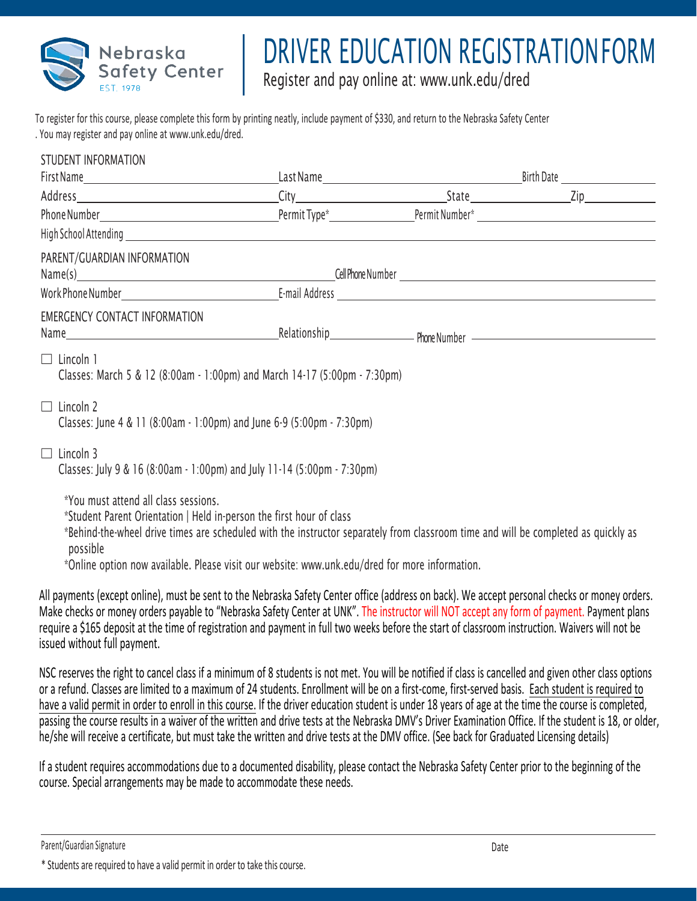Nebraska Safety Center
EST. 1978

# DRIVER EDUCATION REGISTRATION FORM

Register and pay online at: www.unk.edu/dred

To register for this course, please complete this form by printing neatly, include payment of $330, and return to the Nebraska Safety Center
. You may register and pay online at www.unk.edu/dred.

## STUDENT INFORMATION

First Name________________________ Last Name________________________ Birth Date ______________

Address________________________ City________________ State____________ Zip__________

Phone Number________________________ Permit Type*____________ Permit Number* ________________________

High School Attending ____________________________________________

## PARENT/GUARDIAN INFORMATION

Name(s)________________________ Cell Phone Number ________________________

Work Phone Number________________________ E-mail Address ________________________

## EMERGENCY CONTACT INFORMATION

Name________________________ Relationship____________ Phone Number ________________________

☐ Lincoln 1
Classes: March 5 & 12 (8:00am - 1:00pm) and March 14-17 (5:00pm - 7:30pm)

☐ Lincoln 2
Classes: June 4 & 11 (8:00am - 1:00pm) and June 6-9 (5:00pm - 7:30pm)

☐ Lincoln 3
Classes: July 9 & 16 (8:00am - 1:00pm) and July 11-14 (5:00pm - 7:30pm)

*You must attend all class sessions.
*Student Parent Orientation | Held in-person the first hour of class
*Behind-the-wheel drive times are scheduled with the instructor separately from classroom time and will be completed as quickly as possible
*Online option now available. Please visit our website: www.unk.edu/dred for more information.

All payments (except online), must be sent to the Nebraska Safety Center office (address on back). We accept personal checks or money orders. Make checks or money orders payable to "Nebraska Safety Center at UNK". The instructor will NOT accept any form of payment. Payment plans require a $165 deposit at the time of registration and payment in full two weeks before the start of classroom instruction. Waivers will not be issued without full payment.

NSC reserves the right to cancel class if a minimum of 8 students is not met. You will be notified if class is cancelled and given other class options or a refund. Classes are limited to a maximum of 24 students. Enrollment will be on a first-come, first-served basis. Each student is required to have a valid permit in order to enroll in this course. If the driver education student is under 18 years of age at the time the course is completed, passing the course results in a waiver of the written and drive tests at the Nebraska DMV's Driver Examination Office. If the student is 18, or older, he/she will receive a certificate, but must take the written and drive tests at the DMV office. (See back for Graduated Licensing details)

If a student requires accommodations due to a documented disability, please contact the Nebraska Safety Center prior to the beginning of the course. Special arrangements may be made to accommodate these needs.

____________________________________________

Parent/Guardian Signature Date

* Students are required to have a valid permit in order to take this course.